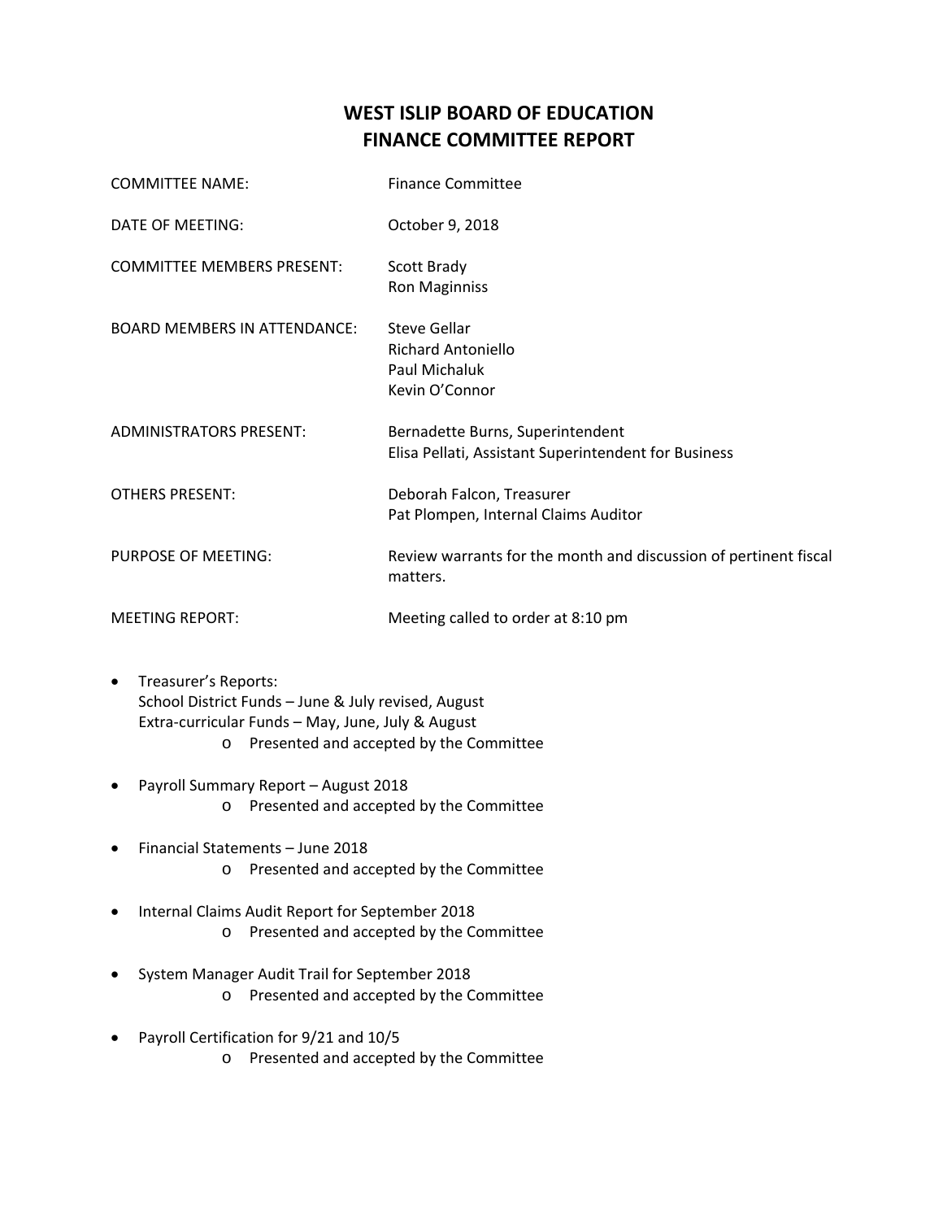# WEST ISLIP BOARD OF EDUCATION
# FINANCE COMMITTEE REPORT

| | |
|---|---|
| COMMITTEE NAME: | Finance Committee |
| DATE OF MEETING: | October 9, 2018 |
| COMMITTEE MEMBERS PRESENT: | Scott Brady<br>Ron Maginniss |
| BOARD MEMBERS IN ATTENDANCE: | Steve Gellar<br>Richard Antoniello<br>Paul Michaluk<br>Kevin O'Connor |
| ADMINISTRATORS PRESENT: | Bernadette Burns, Superintendent<br>Elisa Pellati, Assistant Superintendent for Business |
| OTHERS PRESENT: | Deborah Falcon, Treasurer<br>Pat Plompen, Internal Claims Auditor |
| PURPOSE OF MEETING: | Review warrants for the month and discussion of pertinent fiscal matters. |
| MEETING REPORT: | Meeting called to order at 8:10 pm |

- Treasurer's Reports:
  School District Funds – June & July revised, August
  Extra-curricular Funds – May, June, July & August
  - Presented and accepted by the Committee
- Payroll Summary Report – August 2018
  - Presented and accepted by the Committee
- Financial Statements – June 2018
  - Presented and accepted by the Committee
- Internal Claims Audit Report for September 2018
  - Presented and accepted by the Committee
- System Manager Audit Trail for September 2018
  - Presented and accepted by the Committee
- Payroll Certification for 9/21 and 10/5
  - Presented and accepted by the Committee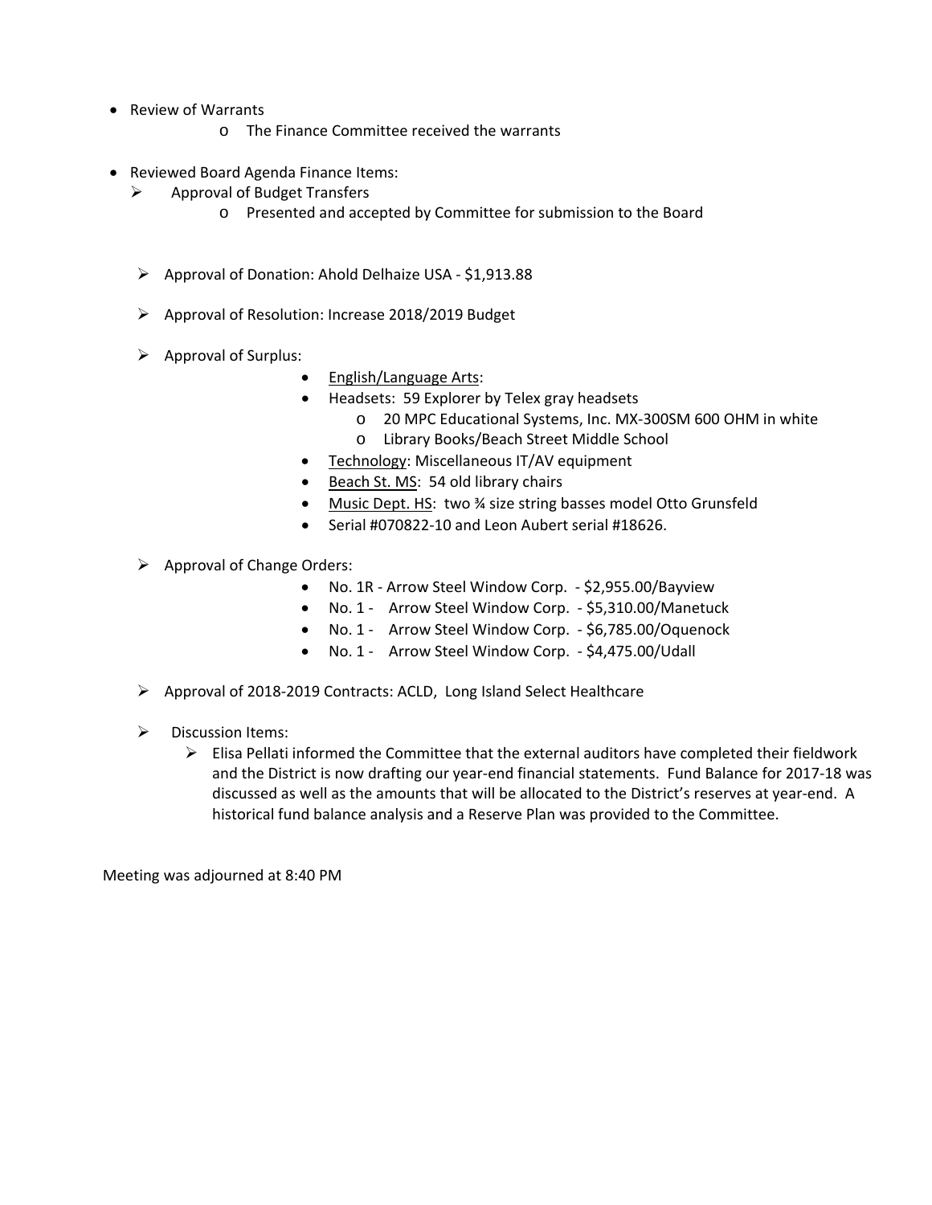- Review of Warrants
  - The Finance Committee received the warrants

- Reviewed Board Agenda Finance Items:
  - Approval of Budget Transfers
    - Presented and accepted by Committee for submission to the Board

  - Approval of Donation: Ahold Delhaize USA - $1,913.88

  - Approval of Resolution: Increase 2018/2019 Budget

  - Approval of Surplus:
    - English/Language Arts:
    - Headsets: 59 Explorer by Telex gray headsets
      - 20 MPC Educational Systems, Inc. MX-300SM 600 OHM in white
      - Library Books/Beach Street Middle School
    - Technology: Miscellaneous IT/AV equipment
    - Beach St. MS: 54 old library chairs
    - Music Dept. HS: two ¾ size string basses model Otto Grunsfeld
    - Serial #070822-10 and Leon Aubert serial #18626.

  - Approval of Change Orders:
    - No. 1R - Arrow Steel Window Corp. - $2,955.00/Bayview
    - No. 1 - Arrow Steel Window Corp. - $5,310.00/Manetuck
    - No. 1 - Arrow Steel Window Corp. - $6,785.00/Oquenock
    - No. 1 - Arrow Steel Window Corp. - $4,475.00/Udall

  - Approval of 2018-2019 Contracts: ACLD, Long Island Select Healthcare

  - Discussion Items:
    - Elisa Pellati informed the Committee that the external auditors have completed their fieldwork and the District is now drafting our year-end financial statements. Fund Balance for 2017-18 was discussed as well as the amounts that will be allocated to the District's reserves at year-end. A historical fund balance analysis and a Reserve Plan was provided to the Committee.

Meeting was adjourned at 8:40 PM